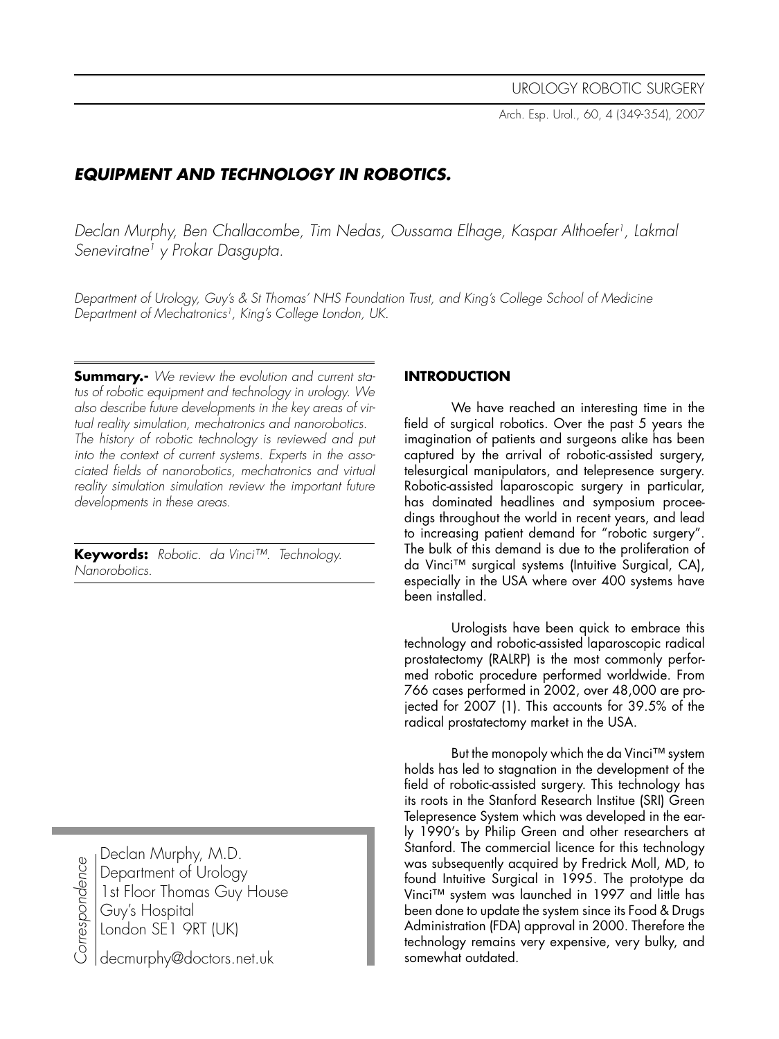# EQUIPMENT AND TECHNOLOGY IN ROBOTICS.

*Declan Murphy, Ben Challacombe, Tim Nedas, Oussama Elhage, Kaspar Althoefer[1], Lakmal Seneviratne[1] y Prokar Dasgupta.*

*Department of Urology, Guy's & St Thomas' NHS Foundation Trust, and King's College School of Medicine Department of Mechatronics[1], King's College London, UK.*

**Summary.-** *We review the evolution and current status of robotic equipment and technology in urology. We also describe future developments in the key areas of virtual reality simulation, mechatronics and nanorobotics. The history of robotic technology is reviewed and put into the context of current systems. Experts in the associated fields of nanorobotics, mechatronics and virtual reality simulation simulation review the important future developments in these areas.*

**Keywords:** *Robotic. da Vinci™. Technology. Nanorobotics.*

*Correspondence*

Declan Murphy, M.D.
Department of Urology
1st Floor Thomas Guy House
Guy's Hospital
London SE1 9RT (UK)
decmurphy@doctors.net.uk

## INTRODUCTION

We have reached an interesting time in the field of surgical robotics. Over the past 5 years the imagination of patients and surgeons alike has been captured by the arrival of robotic-assisted surgery, telesurgical manipulators, and telepresence surgery. Robotic-assisted laparoscopic surgery in particular, has dominated headlines and symposium proceedings throughout the world in recent years, and lead to increasing patient demand for "robotic surgery". The bulk of this demand is due to the proliferation of da Vinci™ surgical systems (Intuitive Surgical, CA), especially in the USA where over 400 systems have been installed.

Urologists have been quick to embrace this technology and robotic-assisted laparoscopic radical prostatectomy (RALRP) is the most commonly performed robotic procedure performed worldwide. From 766 cases performed in 2002, over 48,000 are projected for 2007 (1). This accounts for 39.5% of the radical prostatectomy market in the USA.

But the monopoly which the da Vinci™ system holds has led to stagnation in the development of the field of robotic-assisted surgery. This technology has its roots in the Stanford Research Institue (SRI) Green Telepresence System which was developed in the early 1990's by Philip Green and other researchers at Stanford. The commercial licence for this technology was subsequently acquired by Fredrick Moll, MD, to found Intuitive Surgical in 1995. The prototype da Vinci™ system was launched in 1997 and little has been done to update the system since its Food & Drugs Administration (FDA) approval in 2000. Therefore the technology remains very expensive, very bulky, and somewhat outdated.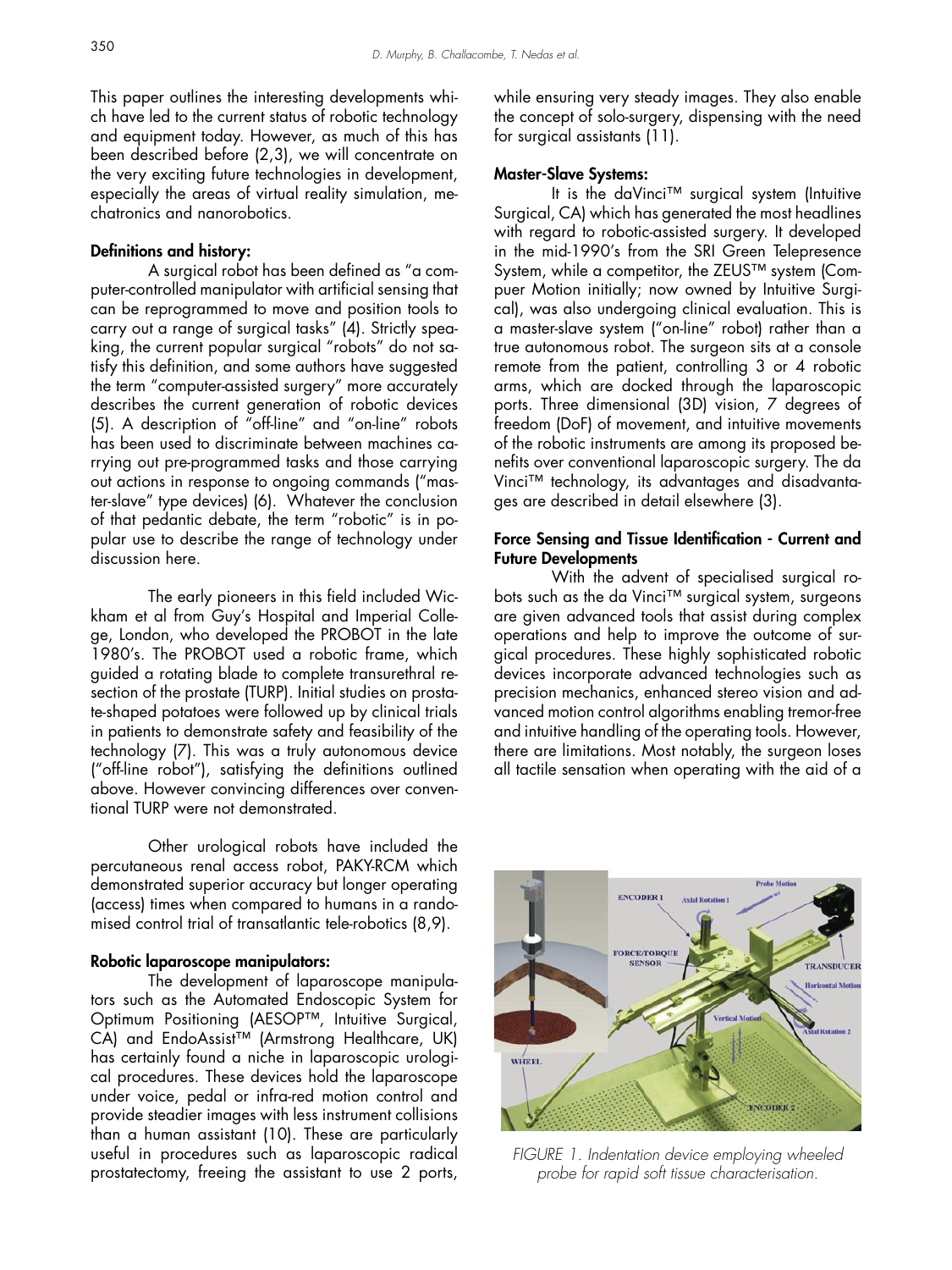This paper outlines the interesting developments which have led to the current status of robotic technology and equipment today. However, as much of this has been described before (2,3), we will concentrate on the very exciting future technologies in development, especially the areas of virtual reality simulation, mechatronics and nanorobotics.

**Definitions and history:**

A surgical robot has been defined as "a computer-controlled manipulator with artificial sensing that can be reprogrammed to move and position tools to carry out a range of surgical tasks" (4). Strictly speaking, the current popular surgical "robots" do not satisfy this definition, and some authors have suggested the term "computer-assisted surgery" more accurately describes the current generation of robotic devices (5). A description of "off-line" and "on-line" robots has been used to discriminate between machines carrying out pre-programmed tasks and those carrying out actions in response to ongoing commands ("master-slave" type devices) (6). Whatever the conclusion of that pedantic debate, the term "robotic" is in popular use to describe the range of technology under discussion here.

The early pioneers in this field included Wickham et al from Guy's Hospital and Imperial College, London, who developed the PROBOT in the late 1980's. The PROBOT used a robotic frame, which guided a rotating blade to complete transurethral resection of the prostate (TURP). Initial studies on prostate-shaped potatoes were followed up by clinical trials in patients to demonstrate safety and feasibility of the technology (7). This was a truly autonomous device ("off-line robot"), satisfying the definitions outlined above. However convincing differences over conventional TURP were not demonstrated.

Other urological robots have included the percutaneous renal access robot, PAKY-RCM which demonstrated superior accuracy but longer operating (access) times when compared to humans in a randomised control trial of transatlantic tele-robotics (8,9).

**Robotic laparoscope manipulators:**

The development of laparoscope manipulators such as the Automated Endoscopic System for Optimum Positioning (AESOP™, Intuitive Surgical, CA) and EndoAssist™ (Armstrong Healthcare, UK) has certainly found a niche in laparoscopic urological procedures. These devices hold the laparoscope under voice, pedal or infra-red motion control and provide steadier images with less instrument collisions than a human assistant (10). These are particularly useful in procedures such as laparoscopic radical prostatectomy, freeing the assistant to use 2 ports, while ensuring very steady images. They also enable the concept of solo-surgery, dispensing with the need for surgical assistants (11).

**Master-Slave Systems:**

It is the daVinci™ surgical system (Intuitive Surgical, CA) which has generated the most headlines with regard to robotic-assisted surgery. It developed in the mid-1990's from the SRI Green Telepresence System, while a competitor, the ZEUS™ system (Computer Motion initially; now owned by Intuitive Surgical), was also undergoing clinical evaluation. This is a master-slave system ("on-line" robot) rather than a true autonomous robot. The surgeon sits at a console remote from the patient, controlling 3 or 4 robotic arms, which are docked through the laparoscopic ports. Three dimensional (3D) vision, 7 degrees of freedom (DoF) of movement, and intuitive movements of the robotic instruments are among its proposed benefits over conventional laparoscopic surgery. The da Vinci™ technology, its advantages and disadvantages are described in detail elsewhere (3).

**Force Sensing and Tissue Identification - Current and Future Developments**

With the advent of specialised surgical robots such as the da Vinci™ surgical system, surgeons are given advanced tools that assist during complex operations and help to improve the outcome of surgical procedures. These highly sophisticated robotic devices incorporate advanced technologies such as precision mechanics, enhanced stereo vision and advanced motion control algorithms enabling tremor-free and intuitive handling of the operating tools. However, there are limitations. Most notably, the surgeon loses all tactile sensation when operating with the aid of a

*FIGURE 1. Indentation device employing wheeled probe for rapid soft tissue characterisation.*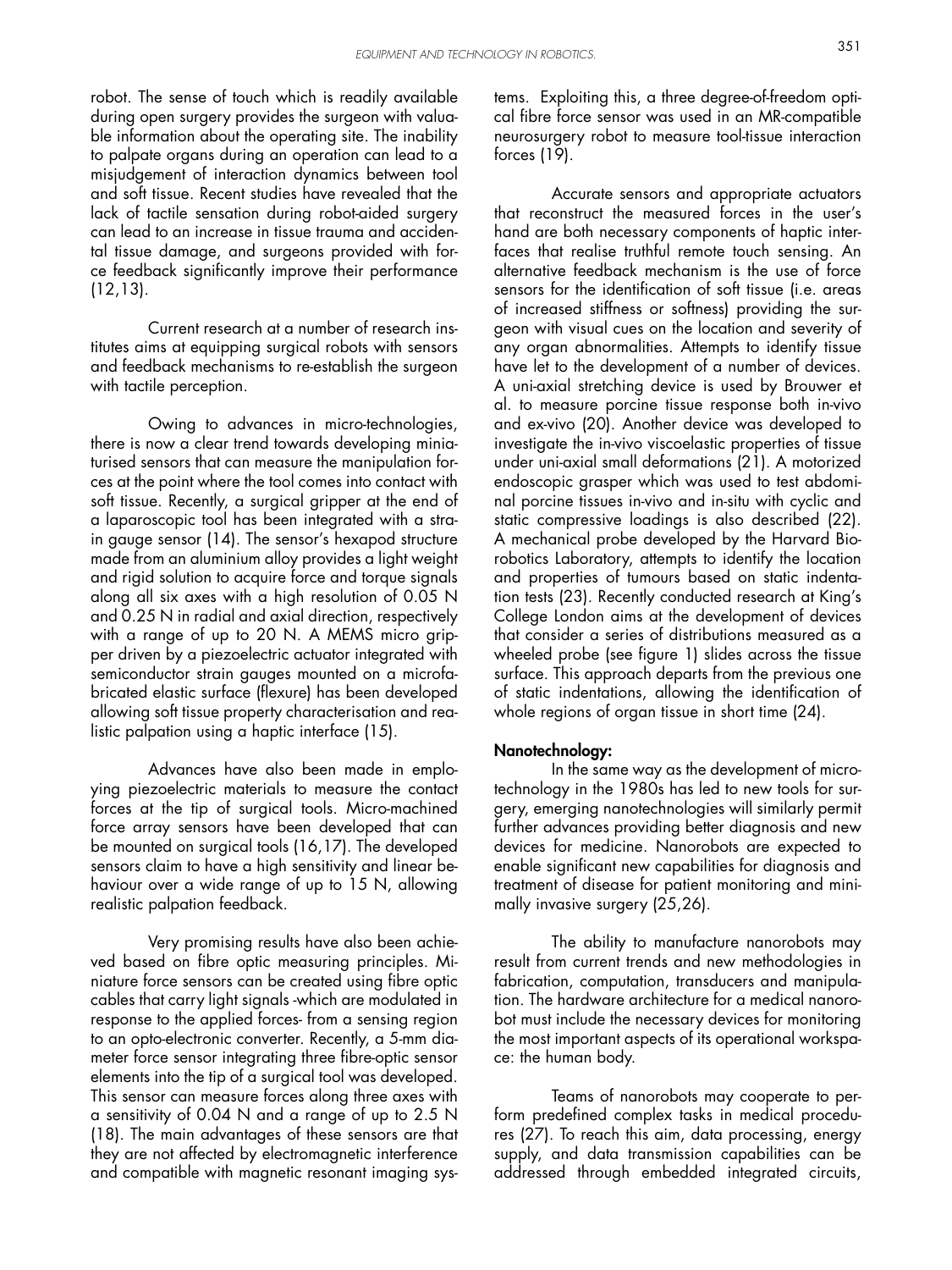robot. The sense of touch which is readily available during open surgery provides the surgeon with valuable information about the operating site. The inability to palpate organs during an operation can lead to a misjudgement of interaction dynamics between tool and soft tissue. Recent studies have revealed that the lack of tactile sensation during robot-aided surgery can lead to an increase in tissue trauma and accidental tissue damage, and surgeons provided with force feedback significantly improve their performance (12,13).

Current research at a number of research institutes aims at equipping surgical robots with sensors and feedback mechanisms to re-establish the surgeon with tactile perception.

Owing to advances in micro-technologies, there is now a clear trend towards developing miniaturised sensors that can measure the manipulation forces at the point where the tool comes into contact with soft tissue. Recently, a surgical gripper at the end of a laparoscopic tool has been integrated with a strain gauge sensor (14). The sensor's hexapod structure made from an aluminium alloy provides a light weight and rigid solution to acquire force and torque signals along all six axes with a high resolution of 0.05 N and 0.25 N in radial and axial direction, respectively with a range of up to 20 N. A MEMS micro gripper driven by a piezoelectric actuator integrated with semiconductor strain gauges mounted on a microfabricated elastic surface (flexure) has been developed allowing soft tissue property characterisation and realistic palpation using a haptic interface (15).

Advances have also been made in employing piezoelectric materials to measure the contact forces at the tip of surgical tools. Micro-machined force array sensors have been developed that can be mounted on surgical tools (16,17). The developed sensors claim to have a high sensitivity and linear behaviour over a wide range of up to 15 N, allowing realistic palpation feedback.

Very promising results have also been achieved based on fibre optic measuring principles. Miniature force sensors can be created using fibre optic cables that carry light signals -which are modulated in response to the applied forces- from a sensing region to an opto-electronic converter. Recently, a 5-mm diameter force sensor integrating three fibre-optic sensor elements into the tip of a surgical tool was developed. This sensor can measure forces along three axes with a sensitivity of 0.04 N and a range of up to 2.5 N (18). The main advantages of these sensors are that they are not affected by electromagnetic interference and compatible with magnetic resonant imaging systems. Exploiting this, a three degree-of-freedom optical fibre force sensor was used in an MR-compatible neurosurgery robot to measure tool-tissue interaction forces (19).

Accurate sensors and appropriate actuators that reconstruct the measured forces in the user's hand are both necessary components of haptic interfaces that realise truthful remote touch sensing. An alternative feedback mechanism is the use of force sensors for the identification of soft tissue (i.e. areas of increased stiffness or softness) providing the surgeon with visual cues on the location and severity of any organ abnormalities. Attempts to identify tissue have let to the development of a number of devices. A uni-axial stretching device is used by Brouwer et al. to measure porcine tissue response both in-vivo and ex-vivo (20). Another device was developed to investigate the in-vivo viscoelastic properties of tissue under uni-axial small deformations (21). A motorized endoscopic grasper which was used to test abdominal porcine tissues in-vivo and in-situ with cyclic and static compressive loadings is also described (22). A mechanical probe developed by the Harvard Biorobotics Laboratory, attempts to identify the location and properties of tumours based on static indentation tests (23). Recently conducted research at King's College London aims at the development of devices that consider a series of distributions measured as a wheeled probe (see figure 1) slides across the tissue surface. This approach departs from the previous one of static indentations, allowing the identification of whole regions of organ tissue in short time (24).

**Nanotechnology:**

In the same way as the development of microtechnology in the 1980s has led to new tools for surgery, emerging nanotechnologies will similarly permit further advances providing better diagnosis and new devices for medicine. Nanorobots are expected to enable significant new capabilities for diagnosis and treatment of disease for patient monitoring and minimally invasive surgery (25,26).

The ability to manufacture nanorobots may result from current trends and new methodologies in fabrication, computation, transducers and manipulation. The hardware architecture for a medical nanorobot must include the necessary devices for monitoring the most important aspects of its operational workspace: the human body.

Teams of nanorobots may cooperate to perform predefined complex tasks in medical procedures (27). To reach this aim, data processing, energy supply, and data transmission capabilities can be addressed through embedded integrated circuits,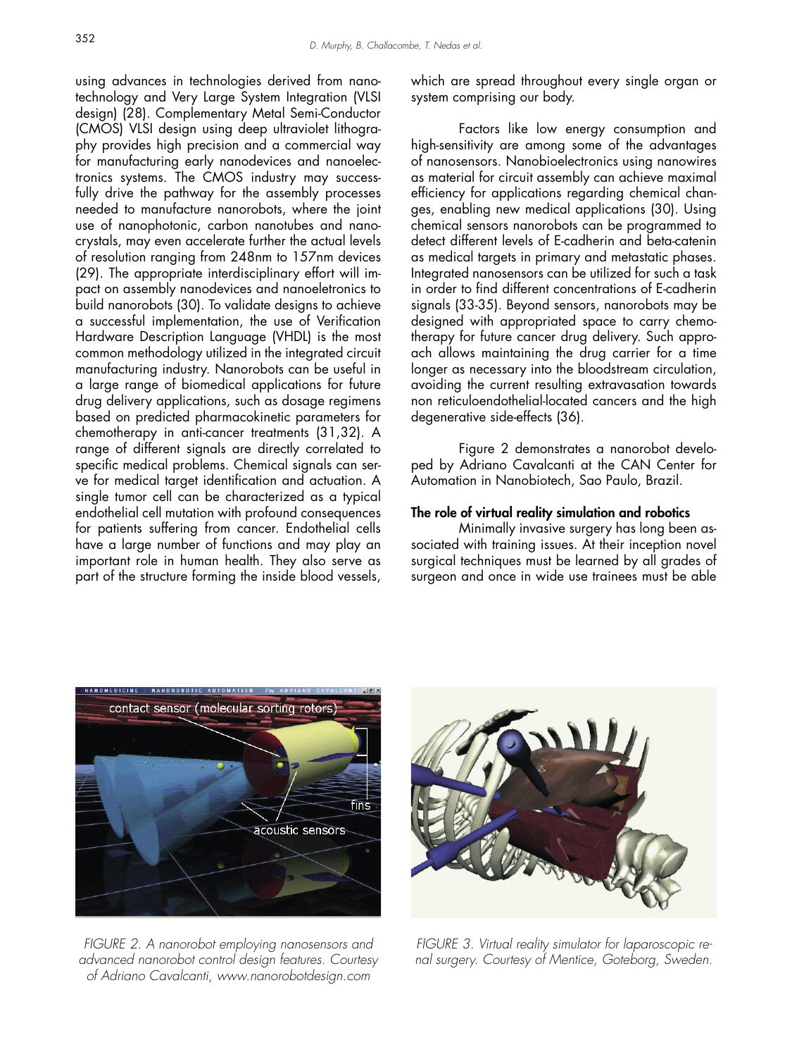using advances in technologies derived from nanotechnology and Very Large System Integration (VLSI design) (28). Complementary Metal Semi-Conductor (CMOS) VLSI design using deep ultraviolet lithography provides high precision and a commercial way for manufacturing early nanodevices and nanoelectronics systems. The CMOS industry may successfully drive the pathway for the assembly processes needed to manufacture nanorobots, where the joint use of nanophotonic, carbon nanotubes and nanocrystals, may even accelerate further the actual levels of resolution ranging from 248nm to 157nm devices (29). The appropriate interdisciplinary effort will impact on assembly nanodevices and nanoeletronics to build nanorobots (30). To validate designs to achieve a successful implementation, the use of Verification Hardware Description Language (VHDL) is the most common methodology utilized in the integrated circuit manufacturing industry. Nanorobots can be useful in a large range of biomedical applications for future drug delivery applications, such as dosage regimens based on predicted pharmacokinetic parameters for chemotherapy in anti-cancer treatments (31,32). A range of different signals are directly correlated to specific medical problems. Chemical signals can serve for medical target identification and actuation. A single tumor cell can be characterized as a typical endothelial cell mutation with profound consequences for patients suffering from cancer. Endothelial cells have a large number of functions and may play an important role in human health. They also serve as part of the structure forming the inside blood vessels, which are spread throughout every single organ or system comprising our body.

Factors like low energy consumption and high-sensitivity are among some of the advantages of nanosensors. Nanobioelectronics using nanowires as material for circuit assembly can achieve maximal efficiency for applications regarding chemical changes, enabling new medical applications (30). Using chemical sensors nanorobots can be programmed to detect different levels of E-cadherin and beta-catenin as medical targets in primary and metastatic phases. Integrated nanosensors can be utilized for such a task in order to find different concentrations of E-cadherin signals (33-35). Beyond sensors, nanorobots may be designed with appropriated space to carry chemotherapy for future cancer drug delivery. Such approach allows maintaining the drug carrier for a time longer as necessary into the bloodstream circulation, avoiding the current resulting extravasation towards non reticuloendothelial-located cancers and the high degenerative side-effects (36).

Figure 2 demonstrates a nanorobot developed by Adriano Cavalcanti at the CAN Center for Automation in Nanobiotech, Sao Paulo, Brazil.

### The role of virtual reality simulation and robotics

Minimally invasive surgery has long been associated with training issues. At their inception novel surgical techniques must be learned by all grades of surgeon and once in wide use trainees must be able

*FIGURE 2. A nanorobot employing nanosensors and advanced nanorobot control design features. Courtesy of Adriano Cavalcanti, www.nanorobotdesign.com*

*FIGURE 3. Virtual reality simulator for laparoscopic renal surgery. Courtesy of Mentice, Goteborg, Sweden.*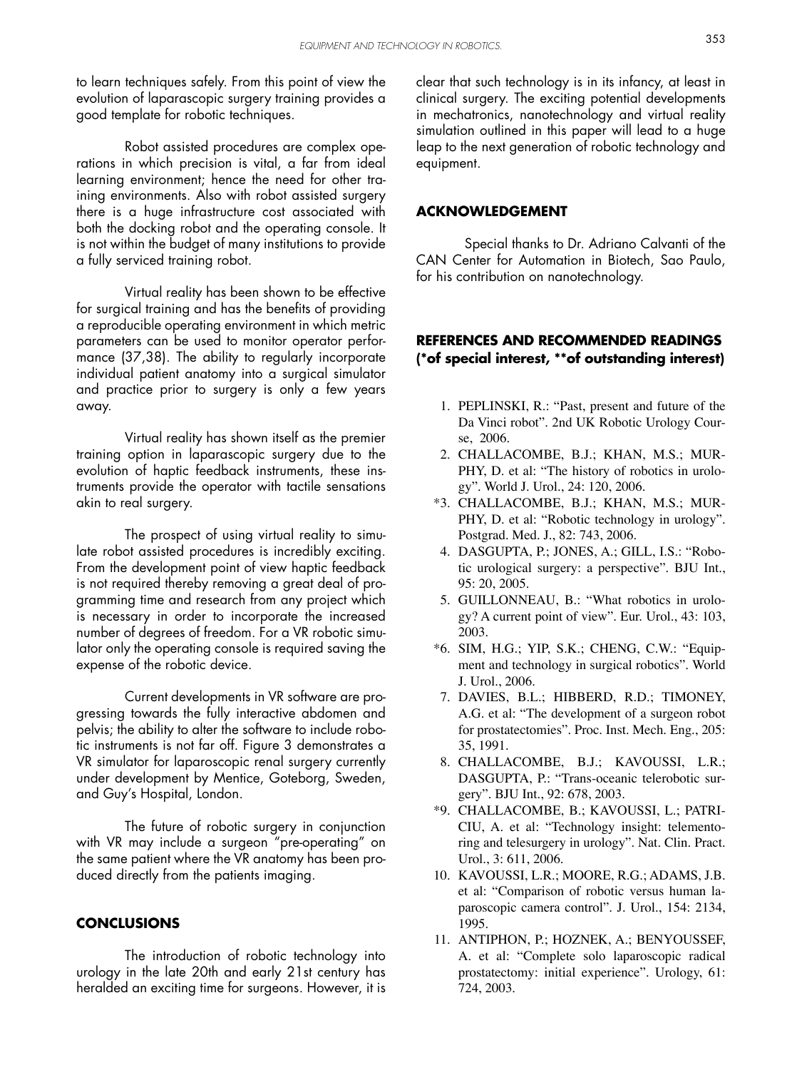to learn techniques safely. From this point of view the evolution of laparascopic surgery training provides a good template for robotic techniques.

Robot assisted procedures are complex operations in which precision is vital, a far from ideal learning environment; hence the need for other training environments. Also with robot assisted surgery there is a huge infrastructure cost associated with both the docking robot and the operating console. It is not within the budget of many institutions to provide a fully serviced training robot.

Virtual reality has been shown to be effective for surgical training and has the benefits of providing a reproducible operating environment in which metric parameters can be used to monitor operator performance (37,38). The ability to regularly incorporate individual patient anatomy into a surgical simulator and practice prior to surgery is only a few years away.

Virtual reality has shown itself as the premier training option in laparascopic surgery due to the evolution of haptic feedback instruments, these instruments provide the operator with tactile sensations akin to real surgery.

The prospect of using virtual reality to simulate robot assisted procedures is incredibly exciting. From the development point of view haptic feedback is not required thereby removing a great deal of programming time and research from any project which is necessary in order to incorporate the increased number of degrees of freedom. For a VR robotic simulator only the operating console is required saving the expense of the robotic device.

Current developments in VR software are progressing towards the fully interactive abdomen and pelvis; the ability to alter the software to include robotic instruments is not far off. Figure 3 demonstrates a VR simulator for laparoscopic renal surgery currently under development by Mentice, Goteborg, Sweden, and Guy's Hospital, London.

The future of robotic surgery in conjunction with VR may include a surgeon "pre-operating" on the same patient where the VR anatomy has been produced directly from the patients imaging.

## CONCLUSIONS

The introduction of robotic technology into urology in the late 20th and early 21st century has heralded an exciting time for surgeons. However, it is clear that such technology is in its infancy, at least in clinical surgery. The exciting potential developments in mechatronics, nanotechnology and virtual reality simulation outlined in this paper will lead to a huge leap to the next generation of robotic technology and equipment.

## ACKNOWLEDGEMENT

Special thanks to Dr. Adriano Calvanti of the CAN Center for Automation in Biotech, Sao Paulo, for his contribution on nanotechnology.

## REFERENCES AND RECOMMENDED READINGS (*of special interest, **of outstanding interest)

1. PEPLINSKI, R.: "Past, present and future of the Da Vinci robot". 2nd UK Robotic Urology Course, 2006.
2. CHALLACOMBE, B.J.; KHAN, M.S.; MURPHY, D. et al: "The history of robotics in urology". World J. Urol., 24: 120, 2006.
*3. CHALLACOMBE, B.J.; KHAN, M.S.; MURPHY, D. et al: "Robotic technology in urology". Postgrad. Med. J., 82: 743, 2006.
4. DASGUPTA, P.; JONES, A.; GILL, I.S.: "Robotic urological surgery: a perspective". BJU Int., 95: 20, 2005.
5. GUILLONNEAU, B.: "What robotics in urology? A current point of view". Eur. Urol., 43: 103, 2003.
*6. SIM, H.G.; YIP, S.K.; CHENG, C.W.: "Equipment and technology in surgical robotics". World J. Urol., 2006.
7. DAVIES, B.L.; HIBBERD, R.D.; TIMONEY, A.G. et al: "The development of a surgeon robot for prostatectomies". Proc. Inst. Mech. Eng., 205: 35, 1991.
8. CHALLACOMBE, B.J.; KAVOUSSI, L.R.; DASGUPTA, P.: "Trans-oceanic telerobotic surgery". BJU Int., 92: 678, 2003.
*9. CHALLACOMBE, B.; KAVOUSSI, L.; PATRICIU, A. et al: "Technology insight: telementoring and telesurgery in urology". Nat. Clin. Pract. Urol., 3: 611, 2006.
10. KAVOUSSI, L.R.; MOORE, R.G.; ADAMS, J.B. et al: "Comparison of robotic versus human laparoscopic camera control". J. Urol., 154: 2134, 1995.
11. ANTIPHON, P.; HOZNEK, A.; BENYOUSSEF, A. et al: "Complete solo laparoscopic radical prostatectomy: initial experience". Urology, 61: 724, 2003.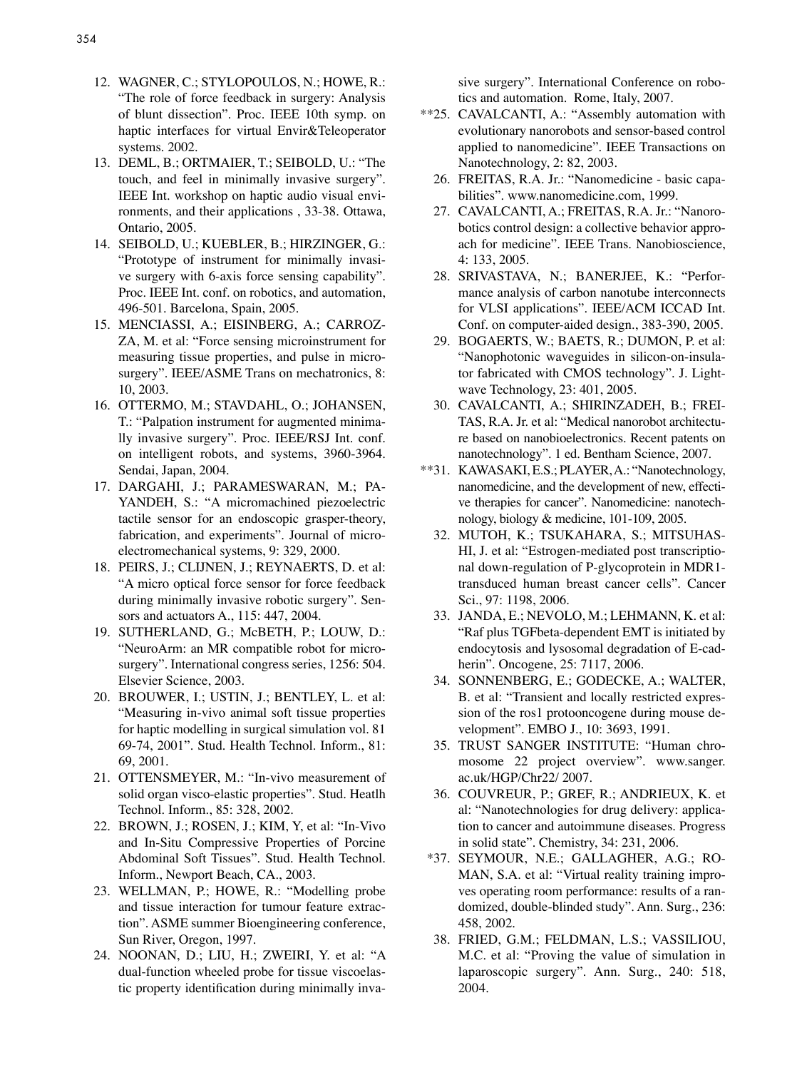12. WAGNER, C.; STYLOPOULOS, N.; HOWE, R.: "The role of force feedback in surgery: Analysis of blunt dissection". Proc. IEEE 10th symp. on haptic interfaces for virtual Envir&Teleoperator systems. 2002.
13. DEML, B.; ORTMAIER, T.; SEIBOLD, U.: "The touch, and feel in minimally invasive surgery". IEEE Int. workshop on haptic audio visual environments, and their applications , 33-38. Ottawa, Ontario, 2005.
14. SEIBOLD, U.; KUEBLER, B.; HIRZINGER, G.: "Prototype of instrument for minimally invasive surgery with 6-axis force sensing capability". Proc. IEEE Int. conf. on robotics, and automation, 496-501. Barcelona, Spain, 2005.
15. MENCIASSI, A.; EISINBERG, A.; CARROZZA, M. et al: "Force sensing microinstrument for measuring tissue properties, and pulse in microsurgery". IEEE/ASME Trans on mechatronics, 8: 10, 2003.
16. OTTERMO, M.; STAVDAHL, O.; JOHANSEN, T.: "Palpation instrument for augmented minimally invasive surgery". Proc. IEEE/RSJ Int. conf. on intelligent robots, and systems, 3960-3964. Sendai, Japan, 2004.
17. DARGAHI, J.; PARAMESWARAN, M.; PAYANDEH, S.: "A micromachined piezoelectric tactile sensor for an endoscopic grasper-theory, fabrication, and experiments". Journal of microelectromechanical systems, 9: 329, 2000.
18. PEIRS, J.; CLIJNEN, J.; REYNAERTS, D. et al: "A micro optical force sensor for force feedback during minimally invasive robotic surgery". Sensors and actuators A., 115: 447, 2004.
19. SUTHERLAND, G.; McBETH, P.; LOUW, D.: "NeuroArm: an MR compatible robot for microsurgery". International congress series, 1256: 504. Elsevier Science, 2003.
20. BROUWER, I.; USTIN, J.; BENTLEY, L. et al: "Measuring in-vivo animal soft tissue properties for haptic modelling in surgical simulation vol. 81 69-74, 2001". Stud. Health Technol. Inform., 81: 69, 2001.
21. OTTENSMEYER, M.: "In-vivo measurement of solid organ visco-elastic properties". Stud. Heatlh Technol. Inform., 85: 328, 2002.
22. BROWN, J.; ROSEN, J.; KIM, Y, et al: "In-Vivo and In-Situ Compressive Properties of Porcine Abdominal Soft Tissues". Stud. Health Technol. Inform., Newport Beach, CA., 2003.
23. WELLMAN, P.; HOWE, R.: "Modelling probe and tissue interaction for tumour feature extraction". ASME summer Bioengineering conference, Sun River, Oregon, 1997.
24. NOONAN, D.; LIU, H.; ZWEIRI, Y. et al: "A dual-function wheeled probe for tissue viscoelastic property identification during minimally invasive surgery". International Conference on robotics and automation. Rome, Italy, 2007.

**25. CAVALCANTI, A.: "Assembly automation with evolutionary nanorobots and sensor-based control applied to nanomedicine". IEEE Transactions on Nanotechnology, 2: 82, 2003.

26. FREITAS, R.A. Jr.: "Nanomedicine - basic capabilities". www.nanomedicine.com, 1999.
27. CAVALCANTI, A.; FREITAS, R.A. Jr.: "Nanorobotics control design: a collective behavior approach for medicine". IEEE Trans. Nanobioscience, 4: 133, 2005.
28. SRIVASTAVA, N.; BANERJEE, K.: "Performance analysis of carbon nanotube interconnects for VLSI applications". IEEE/ACM ICCAD Int. Conf. on computer-aided design., 383-390, 2005.
29. BOGAERTS, W.; BAETS, R.; DUMON, P. et al: "Nanophotonic waveguides in silicon-on-insulator fabricated with CMOS technology". J. Lightwave Technology, 23: 401, 2005.
30. CAVALCANTI, A.; SHIRINZADEH, B.; FREITAS, R.A. Jr. et al: "Medical nanorobot architecture based on nanobioelectronics. Recent patents on nanotechnology". 1 ed. Bentham Science, 2007.

**31. KAWASAKI, E.S.; PLAYER, A.: "Nanotechnology, nanomedicine, and the development of new, effective therapies for cancer". Nanomedicine: nanotechnology, biology & medicine, 101-109, 2005.

32. MUTOH, K.; TSUKAHARA, S.; MITSUHASHI, J. et al: "Estrogen-mediated post transcriptional down-regulation of P-glycoprotein in MDR1-transduced human breast cancer cells". Cancer Sci., 97: 1198, 2006.
33. JANDA, E.; NEVOLO, M.; LEHMANN, K. et al: "Raf plus TGFbeta-dependent EMT is initiated by endocytosis and lysosomal degradation of E-cadherin". Oncogene, 25: 7117, 2006.
34. SONNENBERG, E.; GODECKE, A.; WALTER, B. et al: "Transient and locally restricted expression of the ros1 protooncogene during mouse development". EMBO J., 10: 3693, 1991.
35. TRUST SANGER INSTITUTE: "Human chromosome 22 project overview". www.sanger.ac.uk/HGP/Chr22/ 2007.
36. COUVREUR, P.; GREF, R.; ANDRIEUX, K. et al: "Nanotechnologies for drug delivery: application to cancer and autoimmune diseases. Progress in solid state". Chemistry, 34: 231, 2006.

*37. SEYMOUR, N.E.; GALLAGHER, A.G.; ROMAN, S.A. et al: "Virtual reality training improves operating room performance: results of a randomized, double-blinded study". Ann. Surg., 236: 458, 2002.

38. FRIED, G.M.; FELDMAN, L.S.; VASSILIOU, M.C. et al: "Proving the value of simulation in laparoscopic surgery". Ann. Surg., 240: 518, 2004.